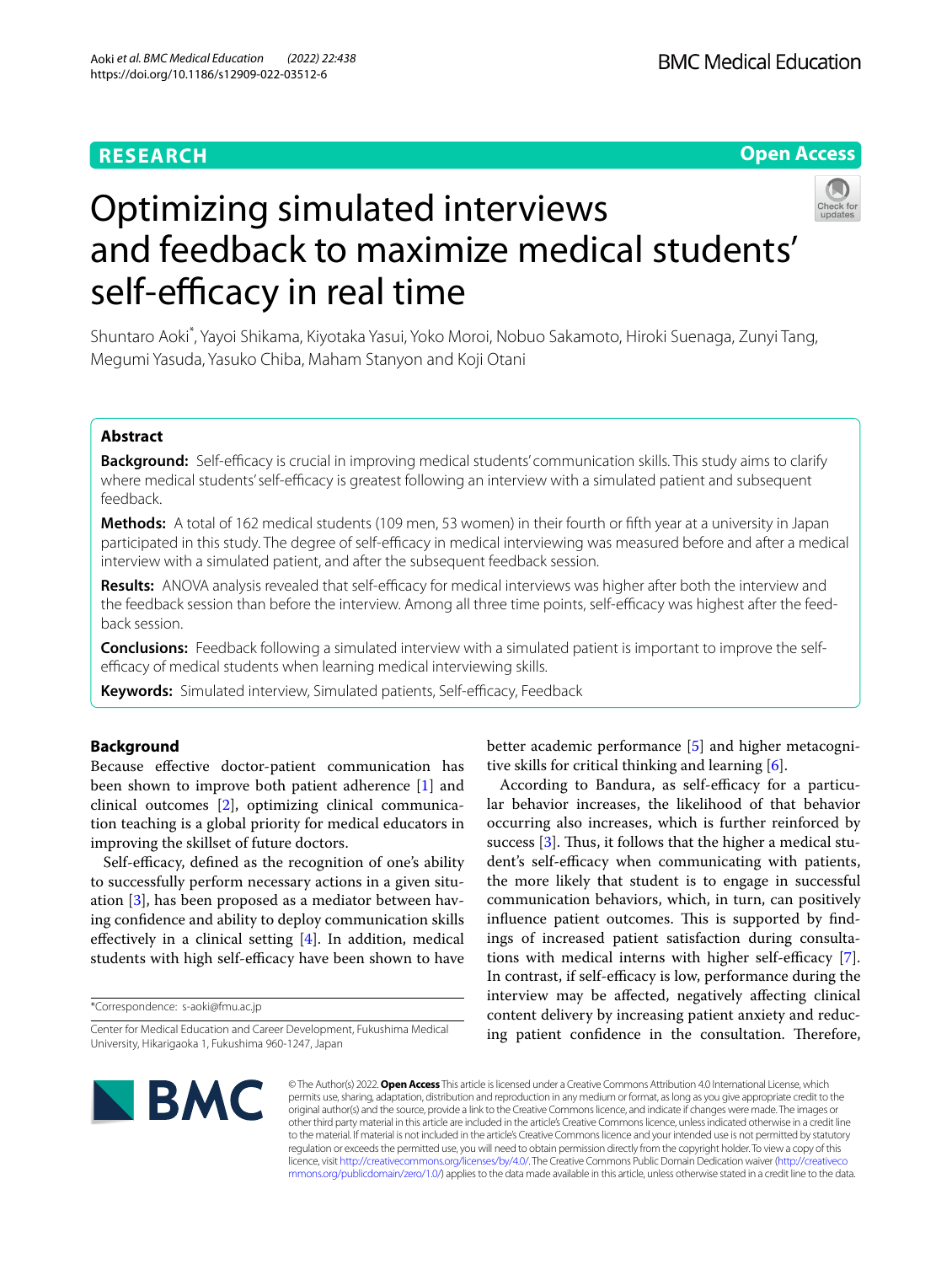RESEARCH

Open Access

# Optimizing simulated interviews and feedback to maximize medical students' self-efficacy in real time

Shuntaro Aoki*, Yayoi Shikama, Kiyotaka Yasui, Yoko Moroi, Nobuo Sakamoto, Hiroki Suenaga, Zunyi Tang, Megumi Yasuda, Yasuko Chiba, Maham Stanyon and Koji Otani

## Abstract

**Background:** Self-efficacy is crucial in improving medical students' communication skills. This study aims to clarify where medical students' self-efficacy is greatest following an interview with a simulated patient and subsequent feedback.

**Methods:** A total of 162 medical students (109 men, 53 women) in their fourth or fifth year at a university in Japan participated in this study. The degree of self-efficacy in medical interviewing was measured before and after a medical interview with a simulated patient, and after the subsequent feedback session.

**Results:** ANOVA analysis revealed that self-efficacy for medical interviews was higher after both the interview and the feedback session than before the interview. Among all three time points, self-efficacy was highest after the feedback session.

**Conclusions:** Feedback following a simulated interview with a simulated patient is important to improve the self-efficacy of medical students when learning medical interviewing skills.

**Keywords:** Simulated interview, Simulated patients, Self-efficacy, Feedback

## Background

Because effective doctor-patient communication has been shown to improve both patient adherence [1] and clinical outcomes [2], optimizing clinical communication teaching is a global priority for medical educators in improving the skillset of future doctors.

Self-efficacy, defined as the recognition of one's ability to successfully perform necessary actions in a given situation [3], has been proposed as a mediator between having confidence and ability to deploy communication skills effectively in a clinical setting [4]. In addition, medical students with high self-efficacy have been shown to have better academic performance [5] and higher metacognitive skills for critical thinking and learning [6].

According to Bandura, as self-efficacy for a particular behavior increases, the likelihood of that behavior occurring also increases, which is further reinforced by success [3]. Thus, it follows that the higher a medical student's self-efficacy when communicating with patients, the more likely that student is to engage in successful communication behaviors, which, in turn, can positively influence patient outcomes. This is supported by findings of increased patient satisfaction during consultations with medical interns with higher self-efficacy [7]. In contrast, if self-efficacy is low, performance during the interview may be affected, negatively affecting clinical content delivery by increasing patient anxiety and reducing patient confidence in the consultation. Therefore,

*Correspondence: s-aoki@fmu.ac.jp

Center for Medical Education and Career Development, Fukushima Medical University, Hikarigaoka 1, Fukushima 960-1247, Japan

© The Author(s) 2022. **Open Access** This article is licensed under a Creative Commons Attribution 4.0 International License, which permits use, sharing, adaptation, distribution and reproduction in any medium or format, as long as you give appropriate credit to the original author(s) and the source, provide a link to the Creative Commons licence, and indicate if changes were made. The images or other third party material in this article are included in the article's Creative Commons licence, unless indicated otherwise in a credit line to the material. If material is not included in the article's Creative Commons licence and your intended use is not permitted by statutory regulation or exceeds the permitted use, you will need to obtain permission directly from the copyright holder. To view a copy of this licence, visit http://creativecommons.org/licenses/by/4.0/. The Creative Commons Public Domain Dedication waiver (http://creativecommons.org/publicdomain/zero/1.0/) applies to the data made available in this article, unless otherwise stated in a credit line to the data.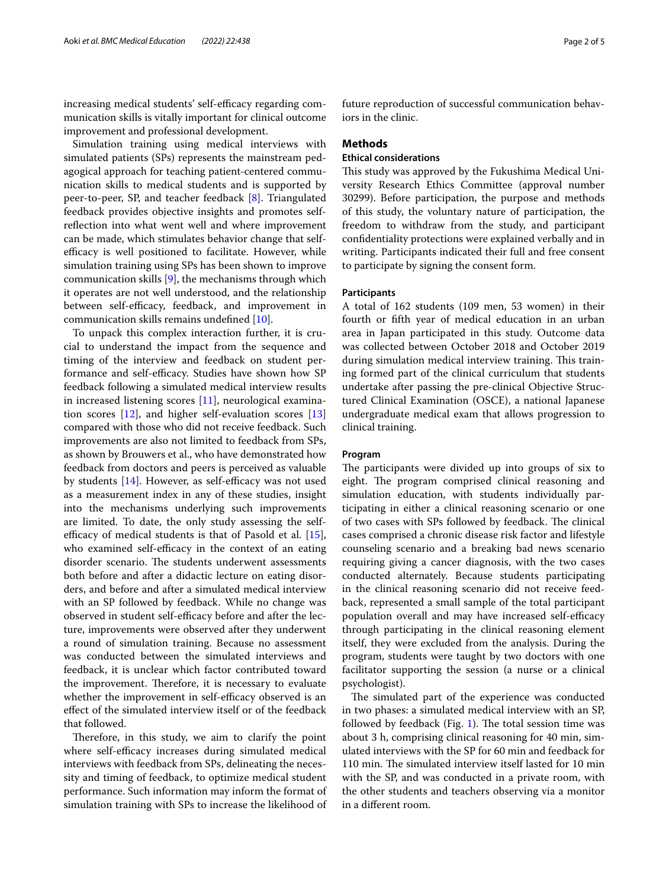increasing medical students' self-efficacy regarding communication skills is vitally important for clinical outcome improvement and professional development.

Simulation training using medical interviews with simulated patients (SPs) represents the mainstream pedagogical approach for teaching patient-centered communication skills to medical students and is supported by peer-to-peer, SP, and teacher feedback [8]. Triangulated feedback provides objective insights and promotes self-reflection into what went well and where improvement can be made, which stimulates behavior change that self-efficacy is well positioned to facilitate. However, while simulation training using SPs has been shown to improve communication skills [9], the mechanisms through which it operates are not well understood, and the relationship between self-efficacy, feedback, and improvement in communication skills remains undefined [10].

To unpack this complex interaction further, it is crucial to understand the impact from the sequence and timing of the interview and feedback on student performance and self-efficacy. Studies have shown how SP feedback following a simulated medical interview results in increased listening scores [11], neurological examination scores [12], and higher self-evaluation scores [13] compared with those who did not receive feedback. Such improvements are also not limited to feedback from SPs, as shown by Brouwers et al., who have demonstrated how feedback from doctors and peers is perceived as valuable by students [14]. However, as self-efficacy was not used as a measurement index in any of these studies, insight into the mechanisms underlying such improvements are limited. To date, the only study assessing the self-efficacy of medical students is that of Pasold et al. [15], who examined self-efficacy in the context of an eating disorder scenario. The students underwent assessments both before and after a didactic lecture on eating disorders, and before and after a simulated medical interview with an SP followed by feedback. While no change was observed in student self-efficacy before and after the lecture, improvements were observed after they underwent a round of simulation training. Because no assessment was conducted between the simulated interviews and feedback, it is unclear which factor contributed toward the improvement. Therefore, it is necessary to evaluate whether the improvement in self-efficacy observed is an effect of the simulated interview itself or of the feedback that followed.

Therefore, in this study, we aim to clarify the point where self-efficacy increases during simulated medical interviews with feedback from SPs, delineating the necessity and timing of feedback, to optimize medical student performance. Such information may inform the format of simulation training with SPs to increase the likelihood of future reproduction of successful communication behaviors in the clinic.

## Methods

### Ethical considerations

This study was approved by the Fukushima Medical University Research Ethics Committee (approval number 30299). Before participation, the purpose and methods of this study, the voluntary nature of participation, the freedom to withdraw from the study, and participant confidentiality protections were explained verbally and in writing. Participants indicated their full and free consent to participate by signing the consent form.

### Participants

A total of 162 students (109 men, 53 women) in their fourth or fifth year of medical education in an urban area in Japan participated in this study. Outcome data was collected between October 2018 and October 2019 during simulation medical interview training. This training formed part of the clinical curriculum that students undertake after passing the pre-clinical Objective Structured Clinical Examination (OSCE), a national Japanese undergraduate medical exam that allows progression to clinical training.

### Program

The participants were divided up into groups of six to eight. The program comprised clinical reasoning and simulation education, with students individually participating in either a clinical reasoning scenario or one of two cases with SPs followed by feedback. The clinical cases comprised a chronic disease risk factor and lifestyle counseling scenario and a breaking bad news scenario requiring giving a cancer diagnosis, with the two cases conducted alternately. Because students participating in the clinical reasoning scenario did not receive feedback, represented a small sample of the total participant population overall and may have increased self-efficacy through participating in the clinical reasoning element itself, they were excluded from the analysis. During the program, students were taught by two doctors with one facilitator supporting the session (a nurse or a clinical psychologist).

The simulated part of the experience was conducted in two phases: a simulated medical interview with an SP, followed by feedback (Fig. 1). The total session time was about 3 h, comprising clinical reasoning for 40 min, simulated interviews with the SP for 60 min and feedback for 110 min. The simulated interview itself lasted for 10 min with the SP, and was conducted in a private room, with the other students and teachers observing via a monitor in a different room.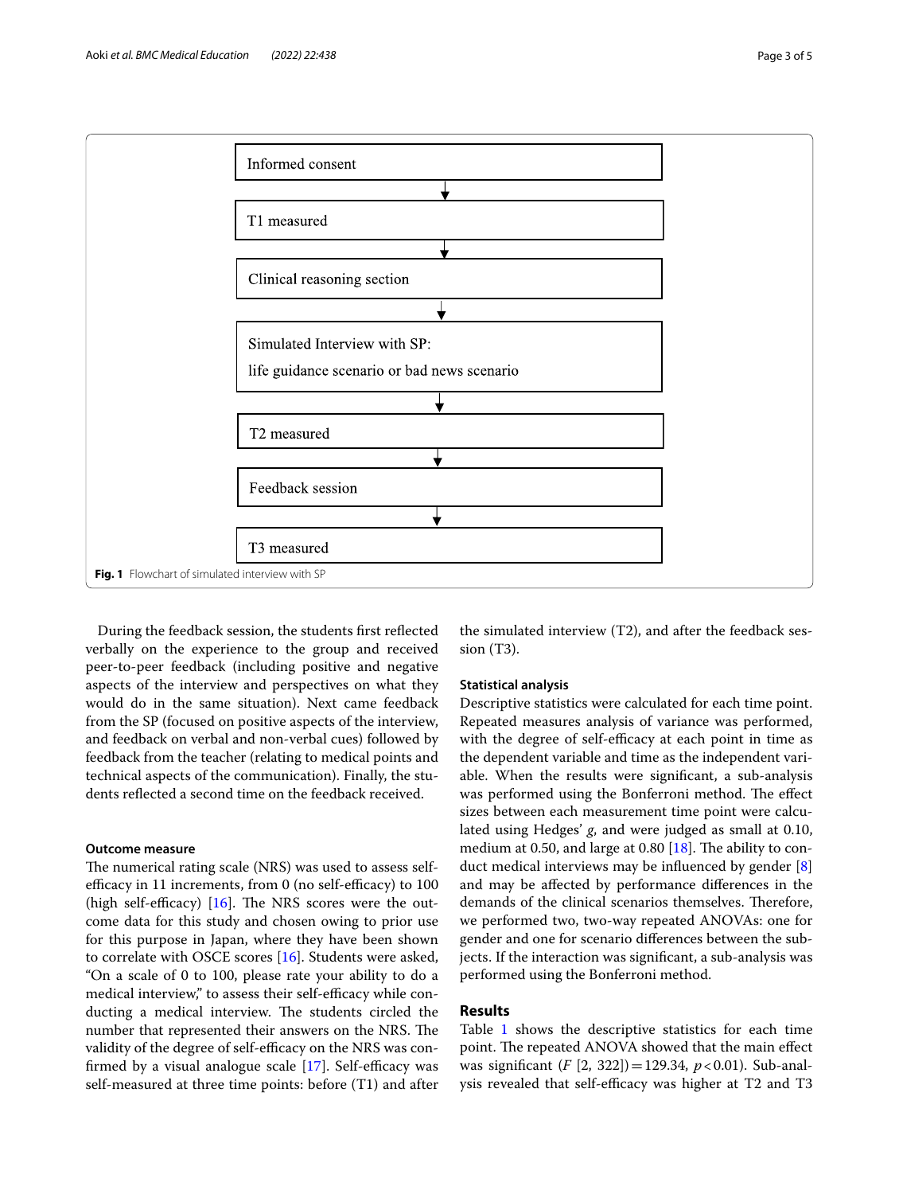Informed consent

↓

T1 measured

↓

Clinical reasoning section

↓

Simulated Interview with SP:
life guidance scenario or bad news scenario

↓

T2 measured

↓

Feedback session

↓

T3 measured

**Fig. 1** Flowchart of simulated interview with SP

During the feedback session, the students first reflected verbally on the experience to the group and received peer-to-peer feedback (including positive and negative aspects of the interview and perspectives on what they would do in the same situation). Next came feedback from the SP (focused on positive aspects of the interview, and feedback on verbal and non-verbal cues) followed by feedback from the teacher (relating to medical points and technical aspects of the communication). Finally, the students reflected a second time on the feedback received.

### Outcome measure

The numerical rating scale (NRS) was used to assess self-efficacy in 11 increments, from 0 (no self-efficacy) to 100 (high self-efficacy) [16]. The NRS scores were the outcome data for this study and chosen owing to prior use for this purpose in Japan, where they have been shown to correlate with OSCE scores [16]. Students were asked, "On a scale of 0 to 100, please rate your ability to do a medical interview," to assess their self-efficacy while conducting a medical interview. The students circled the number that represented their answers on the NRS. The validity of the degree of self-efficacy on the NRS was confirmed by a visual analogue scale [17]. Self-efficacy was self-measured at three time points: before (T1) and after the simulated interview (T2), and after the feedback session (T3).

### Statistical analysis

Descriptive statistics were calculated for each time point. Repeated measures analysis of variance was performed, with the degree of self-efficacy at each point in time as the dependent variable and time as the independent variable. When the results were significant, a sub-analysis was performed using the Bonferroni method. The effect sizes between each measurement time point were calculated using Hedges' *g*, and were judged as small at 0.10, medium at 0.50, and large at 0.80 [18]. The ability to conduct medical interviews may be influenced by gender [8] and may be affected by performance differences in the demands of the clinical scenarios themselves. Therefore, we performed two, two-way repeated ANOVAs: one for gender and one for scenario differences between the subjects. If the interaction was significant, a sub-analysis was performed using the Bonferroni method.

## Results

Table 1 shows the descriptive statistics for each time point. The repeated ANOVA showed that the main effect was significant ($F$ [2, 322]) = 129.34, $p < 0.01$). Sub-analysis revealed that self-efficacy was higher at T2 and T3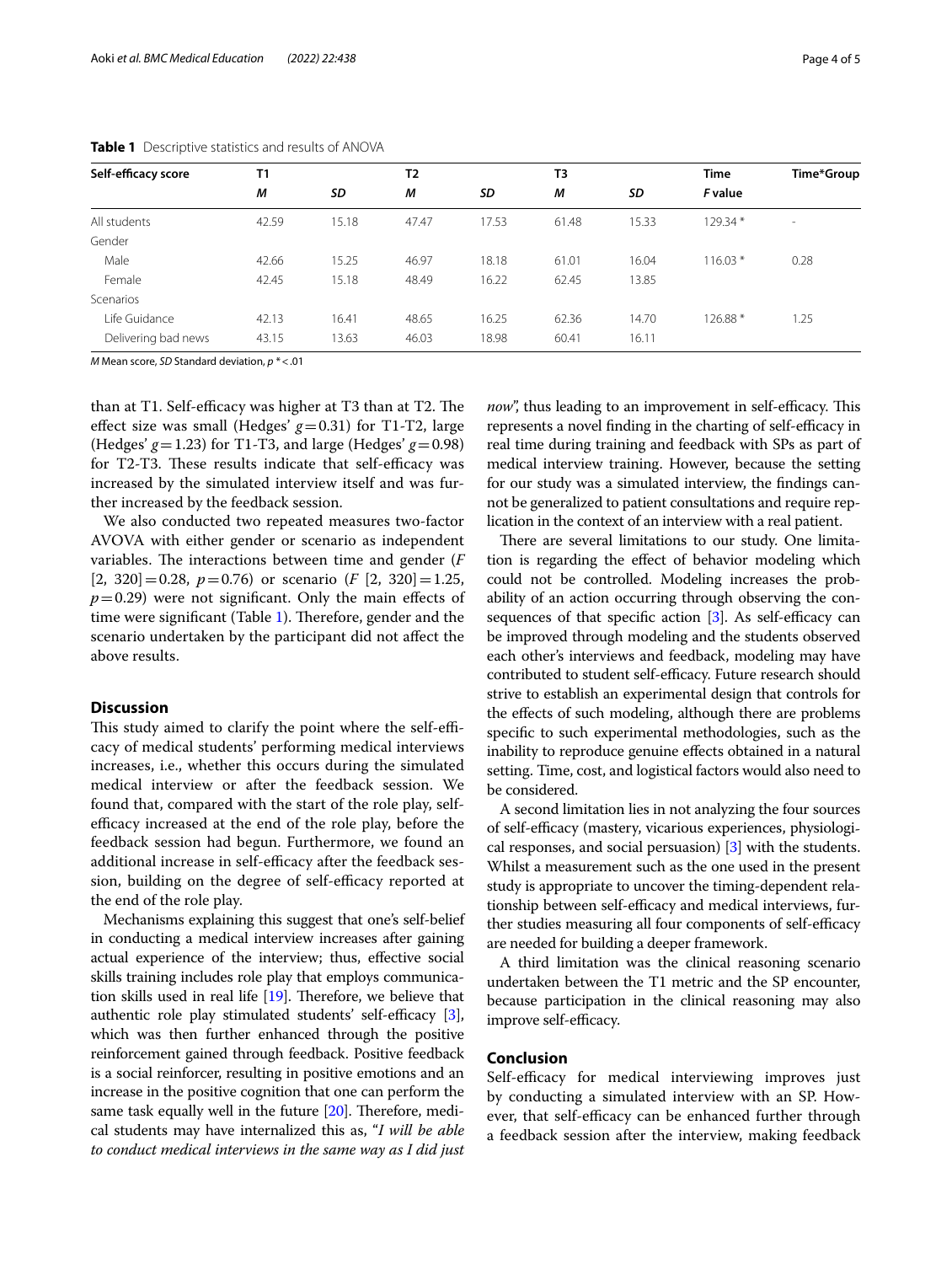**Table 1** Descriptive statistics and results of ANOVA

| Self-efficacy score | T1 | | T2 | | T3 | | Time | Time*Group |
|---|---|---|---|---|---|---|---|---|
| | *M* | *SD* | *M* | *SD* | *M* | *SD* | *F* value | |
| All students | 42.59 | 15.18 | 47.47 | 17.53 | 61.48 | 15.33 | 129.34 * | - |
| Gender | | | | | | | | |
| Male | 42.66 | 15.25 | 46.97 | 18.18 | 61.01 | 16.04 | 116.03 * | 0.28 |
| Female | 42.45 | 15.18 | 48.49 | 16.22 | 62.45 | 13.85 | | |
| Scenarios | | | | | | | | |
| Life Guidance | 42.13 | 16.41 | 48.65 | 16.25 | 62.36 | 14.70 | 126.88 * | 1.25 |
| Delivering bad news | 43.15 | 13.63 | 46.03 | 18.98 | 60.41 | 16.11 | | |

*M* Mean score, *SD* Standard deviation, $p$ * < .01

than at T1. Self-efficacy was higher at T3 than at T2. The effect size was small (Hedges' $g = 0.31$) for T1-T2, large (Hedges' $g = 1.23$) for T1-T3, and large (Hedges' $g = 0.98$) for T2-T3. These results indicate that self-efficacy was increased by the simulated interview itself and was further increased by the feedback session.

We also conducted two repeated measures two-factor AVOVA with either gender or scenario as independent variables. The interactions between time and gender ($F$ [2, 320] $= 0.28$, $p = 0.76$) or scenario ($F$ [2, 320] $= 1.25$, $p = 0.29$) were not significant. Only the main effects of time were significant (Table 1). Therefore, gender and the scenario undertaken by the participant did not affect the above results.

## Discussion

This study aimed to clarify the point where the self-efficacy of medical students' performing medical interviews increases, i.e., whether this occurs during the simulated medical interview or after the feedback session. We found that, compared with the start of the role play, self-efficacy increased at the end of the role play, before the feedback session had begun. Furthermore, we found an additional increase in self-efficacy after the feedback session, building on the degree of self-efficacy reported at the end of the role play.

Mechanisms explaining this suggest that one's self-belief in conducting a medical interview increases after gaining actual experience of the interview; thus, effective social skills training includes role play that employs communication skills used in real life [19]. Therefore, we believe that authentic role play stimulated students' self-efficacy [3], which was then further enhanced through the positive reinforcement gained through feedback. Positive feedback is a social reinforcer, resulting in positive emotions and an increase in the positive cognition that one can perform the same task equally well in the future [20]. Therefore, medical students may have internalized this as, "*I will be able to conduct medical interviews in the same way as I did just now*", thus leading to an improvement in self-efficacy. This represents a novel finding in the charting of self-efficacy in real time during training and feedback with SPs as part of medical interview training. However, because the setting for our study was a simulated interview, the findings cannot be generalized to patient consultations and require replication in the context of an interview with a real patient.

There are several limitations to our study. One limitation is regarding the effect of behavior modeling which could not be controlled. Modeling increases the probability of an action occurring through observing the consequences of that specific action [3]. As self-efficacy can be improved through modeling and the students observed each other's interviews and feedback, modeling may have contributed to student self-efficacy. Future research should strive to establish an experimental design that controls for the effects of such modeling, although there are problems specific to such experimental methodologies, such as the inability to reproduce genuine effects obtained in a natural setting. Time, cost, and logistical factors would also need to be considered.

A second limitation lies in not analyzing the four sources of self-efficacy (mastery, vicarious experiences, physiological responses, and social persuasion) [3] with the students. Whilst a measurement such as the one used in the present study is appropriate to uncover the timing-dependent relationship between self-efficacy and medical interviews, further studies measuring all four components of self-efficacy are needed for building a deeper framework.

A third limitation was the clinical reasoning scenario undertaken between the T1 metric and the SP encounter, because participation in the clinical reasoning may also improve self-efficacy.

## Conclusion

Self-efficacy for medical interviewing improves just by conducting a simulated interview with an SP. However, that self-efficacy can be enhanced further through a feedback session after the interview, making feedback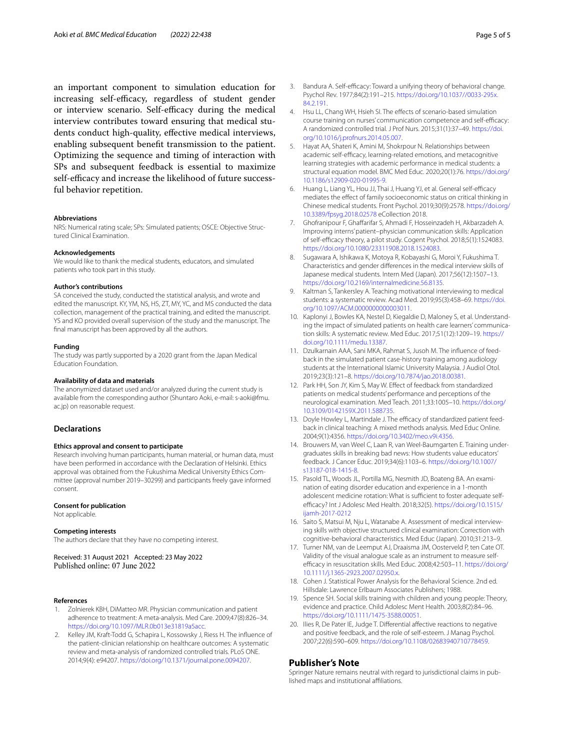an important component to simulation education for increasing self-efficacy, regardless of student gender or interview scenario. Self-efficacy during the medical interview contributes toward ensuring that medical students conduct high-quality, effective medical interviews, enabling subsequent benefit transmission to the patient. Optimizing the sequence and timing of interaction with SPs and subsequent feedback is essential to maximize self-efficacy and increase the likelihood of future successful behavior repetition.

#### Abbreviations
NRS: Numerical rating scale; SPs: Simulated patients; OSCE: Objective Structured Clinical Examination.

#### Acknowledgements
We would like to thank the medical students, educators, and simulated patients who took part in this study.

#### Author's contributions
SA conceived the study, conducted the statistical analysis, and wrote and edited the manuscript. KY, YM, NS, HS, ZT, MY, YC, and MS conducted the data collection, management of the practical training, and edited the manuscript. YS and KO provided overall supervision of the study and the manuscript. The final manuscript has been approved by all the authors.

#### Funding
The study was partly supported by a 2020 grant from the Japan Medical Education Foundation.

#### Availability of data and materials
The anonymized dataset used and/or analyzed during the current study is available from the corresponding author (Shuntaro Aoki, e-mail: s-aoki@fmu.ac.jp) on reasonable request.

## Declarations

#### Ethics approval and consent to participate
Research involving human participants, human material, or human data, must have been performed in accordance with the Declaration of Helsinki. Ethics approval was obtained from the Fukushima Medical University Ethics Committee (approval number 2019–30299) and participants freely gave informed consent.

#### Consent for publication
Not applicable.

#### Competing interests
The authors declare that they have no competing interest.

Received: 31 August 2021 Accepted: 23 May 2022
Published online: 07 June 2022

#### References
1. Zolnierek KBH, DiMatteo MR. Physician communication and patient adherence to treatment: A meta-analysis. Med Care. 2009;47(8):826–34. https://doi.org/10.1097/MLR.0b013e31819a5acc.
2. Kelley JM, Kraft-Todd G, Schapira L, Kossowsky J, Riess H. The influence of the patient-clinician relationship on healthcare outcomes: A systematic review and meta-analysis of randomized controlled trials. PLoS ONE. 2014;9(4): e94207. https://doi.org/10.1371/journal.pone.0094207.
3. Bandura A. Self-efficacy: Toward a unifying theory of behavioral change. Psychol Rev. 1977;84(2):191–215. https://doi.org/10.1037//0033-295x.84.2.191.
4. Hsu LL, Chang WH, Hsieh SI. The effects of scenario-based simulation course training on nurses' communication competence and self-efficacy: A randomized controlled trial. J Prof Nurs. 2015;31(1):37–49. https://doi.org/10.1016/j.profnurs.2014.05.007.
5. Hayat AA, Shateri K, Amini M, Shokrpour N. Relationships between academic self-efficacy, learning-related emotions, and metacognitive learning strategies with academic performance in medical students: a structural equation model. BMC Med Educ. 2020;20(1):76. https://doi.org/10.1186/s12909-020-01995-9.
6. Huang L, Liang YL, Hou JJ, Thai J, Huang YJ, et al. General self-efficacy mediates the effect of family socioeconomic status on critical thinking in Chinese medical students. Front Psychol. 2019;30(9):2578. https://doi.org/10.3389/fpsyg.2018.02578 eCollection 2018.
7. Ghofranipour F, Ghaffarifar S, Ahmadi F, Hosseinzadeh H, Akbarzadeh A. Improving interns' patient–physician communication skills: Application of self-efficacy theory, a pilot study. Cogent Psychol. 2018;5(1):1524083. https://doi.org/10.1080/23311908.2018.1524083.
8. Sugawara A, Ishikawa K, Motoya R, Kobayashi G, Moroi Y, Fukushima T. Characteristics and gender differences in the medical interview skills of Japanese medical students. Intern Med (Japan). 2017;56(12):1507–13. https://doi.org/10.2169/internalmedicine.56.8135.
9. Kaltman S, Tankersley A. Teaching motivational interviewing to medical students: a systematic review. Acad Med. 2019;95(3):458–69. https://doi.org/10.1097/ACM.0000000000003011.
10. Kaplonyi J, Bowles KA, Nestel D, Kiegaldie D, Maloney S, et al. Understanding the impact of simulated patients on health care learners' communication skills: A systematic review. Med Educ. 2017;51(12):1209–19. https://doi.org/10.1111/medu.13387.
11. Dzulkarnain AAA, Sani MKA, Rahmat S, Jusoh M. The influence of feedback in the simulated patient case-history training among audiology students at the International Islamic University Malaysia. J Audiol Otol. 2019;23(3):121–8. https://doi.org/10.7874/jao.2018.00381.
12. Park HH, Son JY, Kim S, May W. Effect of feedback from standardized patients on medical students' performance and perceptions of the neurological examination. Med Teach. 2011;33:1005–10. https://doi.org/10.3109/0142159X.2011.588735.
13. Doyle Howley L, Martindale J. The efficacy of standardized patient feedback in clinical teaching: A mixed methods analysis. Med Educ Online. 2004;9(1):4356. https://doi.org/10.3402/meo.v9i.4356.
14. Brouwers M, van Weel C, Laan R, van Weel-Baumgarten E. Training undergraduates skills in breaking bad news: How students value educators' feedback. J Cancer Educ. 2019;34(6):1103–6. https://doi.org/10.1007/s13187-018-1415-8.
15. Pasold TL, Woods JL, Portilla MG, Nesmith JD, Boateng BA. An examination of eating disorder education and experience in a 1-month adolescent medicine rotation: What is sufficient to foster adequate self-efficacy? Int J Adolesc Med Health. 2018;32(5). https://doi.org/10.1515/ijamh-2017-0212
16. Saito S, Matsui M, Nju L, Watanabe A. Assessment of medical interviewing skills with objective structured clinical examination: Correction with cognitive-behavioral characteristics. Med Educ (Japan). 2010;31:213–9.
17. Turner NM, van de Leemput AJ, Draaisma JM, Oosterveld P, ten Cate OT. Validity of the visual analogue scale as an instrument to measure self-efficacy in resuscitation skills. Med Educ. 2008;42:503–11. https://doi.org/10.1111/j.1365-2923.2007.02950.x.
18. Cohen J. Statistical Power Analysis for the Behavioral Science. 2nd ed. Hillsdale: Lawrence Erlbaum Associates Publishers; 1988.
19. Spence SH. Social skills training with children and young people: Theory, evidence and practice. Child Adolesc Ment Health. 2003;8(2):84–96. https://doi.org/10.1111/1475-3588.00051.
20. Ilies R, De Pater IE, Judge T. Differential affective reactions to negative and positive feedback, and the role of self-esteem. J Manag Psychol. 2007;22(6):590–609. https://doi.org/10.1108/02683940710778459.

## Publisher's Note
Springer Nature remains neutral with regard to jurisdictional claims in published maps and institutional affiliations.